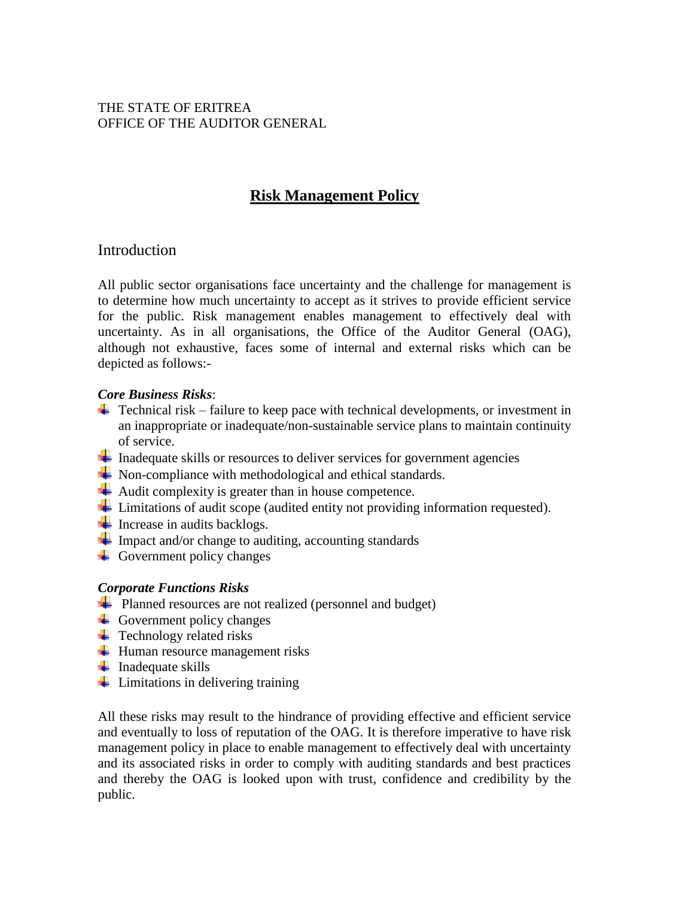THE STATE OF ERITREA
OFFICE OF THE AUDITOR GENERAL

# Risk Management Policy

## Introduction

All public sector organisations face uncertainty and the challenge for management is to determine how much uncertainty to accept as it strives to provide efficient service for the public. Risk management enables management to effectively deal with uncertainty. As in all organisations, the Office of the Auditor General (OAG), although not exhaustive, faces some of internal and external risks which can be depicted as follows:-

***Core Business Risks***:

- Technical risk – failure to keep pace with technical developments, or investment in an inappropriate or inadequate/non-sustainable service plans to maintain continuity of service.
- Inadequate skills or resources to deliver services for government agencies
- Non-compliance with methodological and ethical standards.
- Audit complexity is greater than in house competence.
- Limitations of audit scope (audited entity not providing information requested).
- Increase in audits backlogs.
- Impact and/or change to auditing, accounting standards
- Government policy changes

***Corporate Functions Risks***

- Planned resources are not realized (personnel and budget)
- Government policy changes
- Technology related risks
- Human resource management risks
- Inadequate skills
- Limitations in delivering training

All these risks may result to the hindrance of providing effective and efficient service and eventually to loss of reputation of the OAG. It is therefore imperative to have risk management policy in place to enable management to effectively deal with uncertainty and its associated risks in order to comply with auditing standards and best practices and thereby the OAG is looked upon with trust, confidence and credibility by the public.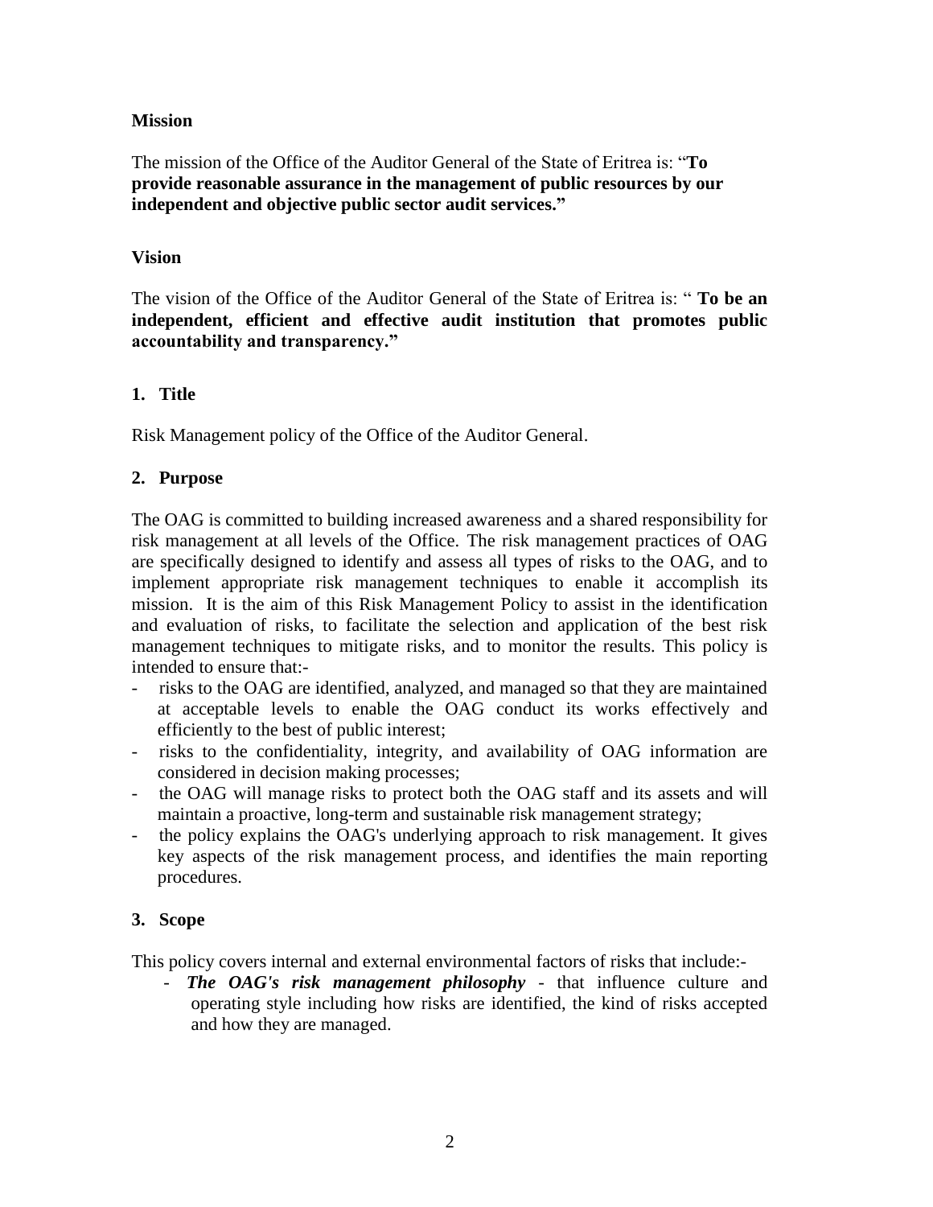**Mission**

The mission of the Office of the Auditor General of the State of Eritrea is: "**To provide reasonable assurance in the management of public resources by our independent and objective public sector audit services."**

**Vision**

The vision of the Office of the Auditor General of the State of Eritrea is: " **To be an independent, efficient and effective audit institution that promotes public accountability and transparency."**

## 1. Title

Risk Management policy of the Office of the Auditor General.

## 2. Purpose

The OAG is committed to building increased awareness and a shared responsibility for risk management at all levels of the Office. The risk management practices of OAG are specifically designed to identify and assess all types of risks to the OAG, and to implement appropriate risk management techniques to enable it accomplish its mission. It is the aim of this Risk Management Policy to assist in the identification and evaluation of risks, to facilitate the selection and application of the best risk management techniques to mitigate risks, and to monitor the results. This policy is intended to ensure that:-

- risks to the OAG are identified, analyzed, and managed so that they are maintained at acceptable levels to enable the OAG conduct its works effectively and efficiently to the best of public interest;
- risks to the confidentiality, integrity, and availability of OAG information are considered in decision making processes;
- the OAG will manage risks to protect both the OAG staff and its assets and will maintain a proactive, long-term and sustainable risk management strategy;
- the policy explains the OAG's underlying approach to risk management. It gives key aspects of the risk management process, and identifies the main reporting procedures.

## 3. Scope

This policy covers internal and external environmental factors of risks that include:-

- ***The OAG's risk management philosophy*** - that influence culture and operating style including how risks are identified, the kind of risks accepted and how they are managed.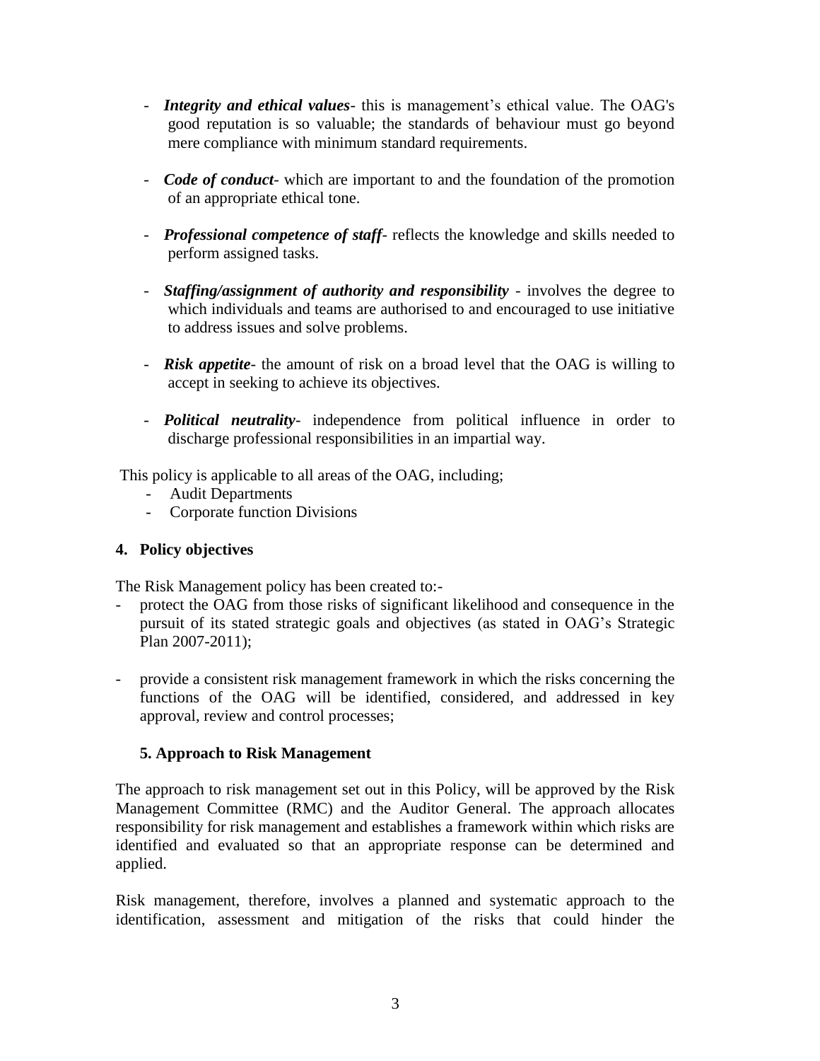- ***Integrity and ethical values***- this is management's ethical value. The OAG's good reputation is so valuable; the standards of behaviour must go beyond mere compliance with minimum standard requirements.

- ***Code of conduct***- which are important to and the foundation of the promotion of an appropriate ethical tone.

- ***Professional competence of staff***- reflects the knowledge and skills needed to perform assigned tasks.

- ***Staffing/assignment of authority and responsibility*** - involves the degree to which individuals and teams are authorised to and encouraged to use initiative to address issues and solve problems.

- ***Risk appetite***- the amount of risk on a broad level that the OAG is willing to accept in seeking to achieve its objectives.

- ***Political neutrality***- independence from political influence in order to discharge professional responsibilities in an impartial way.

This policy is applicable to all areas of the OAG, including;

- Audit Departments
- Corporate function Divisions

## 4. Policy objectives

The Risk Management policy has been created to:-

- protect the OAG from those risks of significant likelihood and consequence in the pursuit of its stated strategic goals and objectives (as stated in OAG's Strategic Plan 2007-2011);

- provide a consistent risk management framework in which the risks concerning the functions of the OAG will be identified, considered, and addressed in key approval, review and control processes;

## 5. Approach to Risk Management

The approach to risk management set out in this Policy, will be approved by the Risk Management Committee (RMC) and the Auditor General. The approach allocates responsibility for risk management and establishes a framework within which risks are identified and evaluated so that an appropriate response can be determined and applied.

Risk management, therefore, involves a planned and systematic approach to the identification, assessment and mitigation of the risks that could hinder the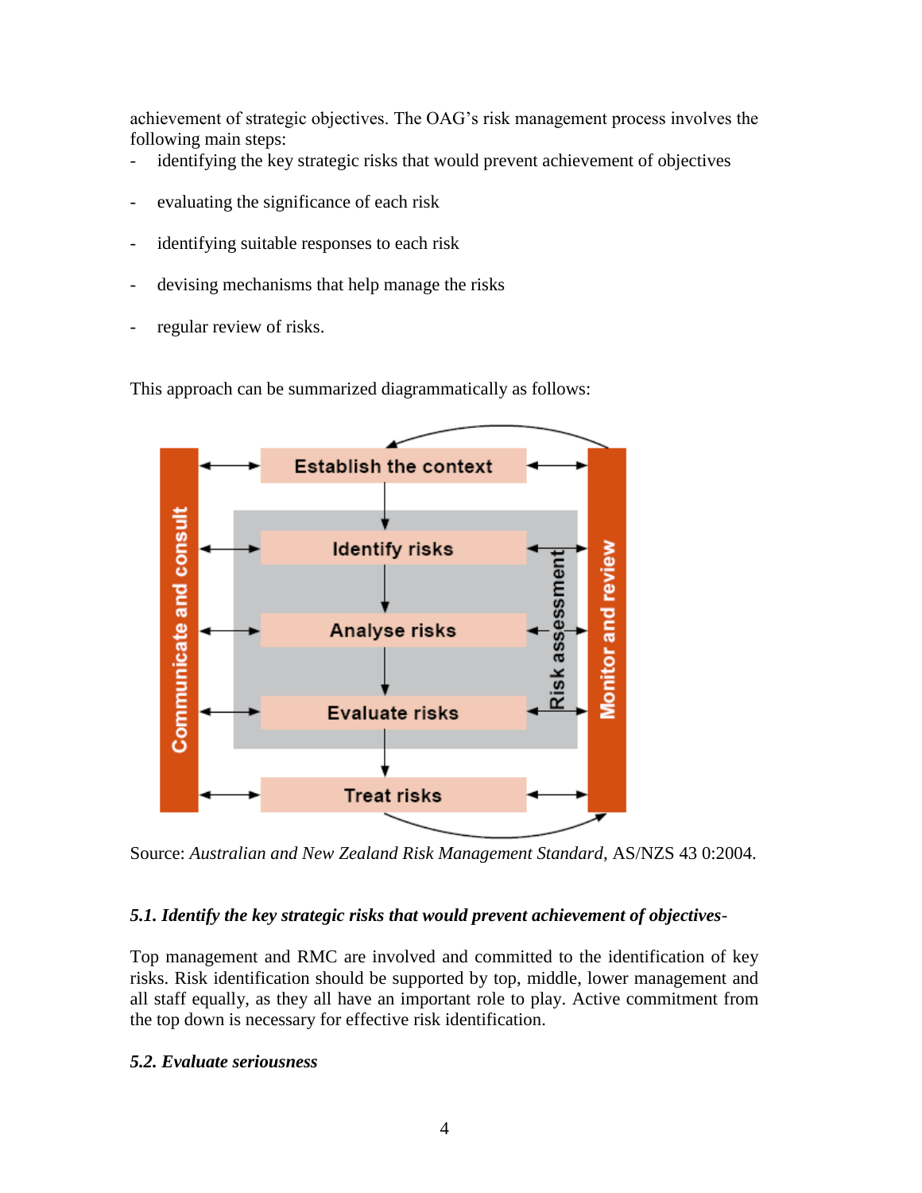achievement of strategic objectives. The OAG's risk management process involves the following main steps:

- identifying the key strategic risks that would prevent achievement of objectives
- evaluating the significance of each risk
- identifying suitable responses to each risk
- devising mechanisms that help manage the risks
- regular review of risks.

This approach can be summarized diagrammatically as follows:

Source: *Australian and New Zealand Risk Management Standard*, AS/NZS 43 0:2004.

### *5.1. Identify the key strategic risks that would prevent achievement of objectives-*

Top management and RMC are involved and committed to the identification of key risks. Risk identification should be supported by top, middle, lower management and all staff equally, as they all have an important role to play. Active commitment from the top down is necessary for effective risk identification.

### *5.2. Evaluate seriousness*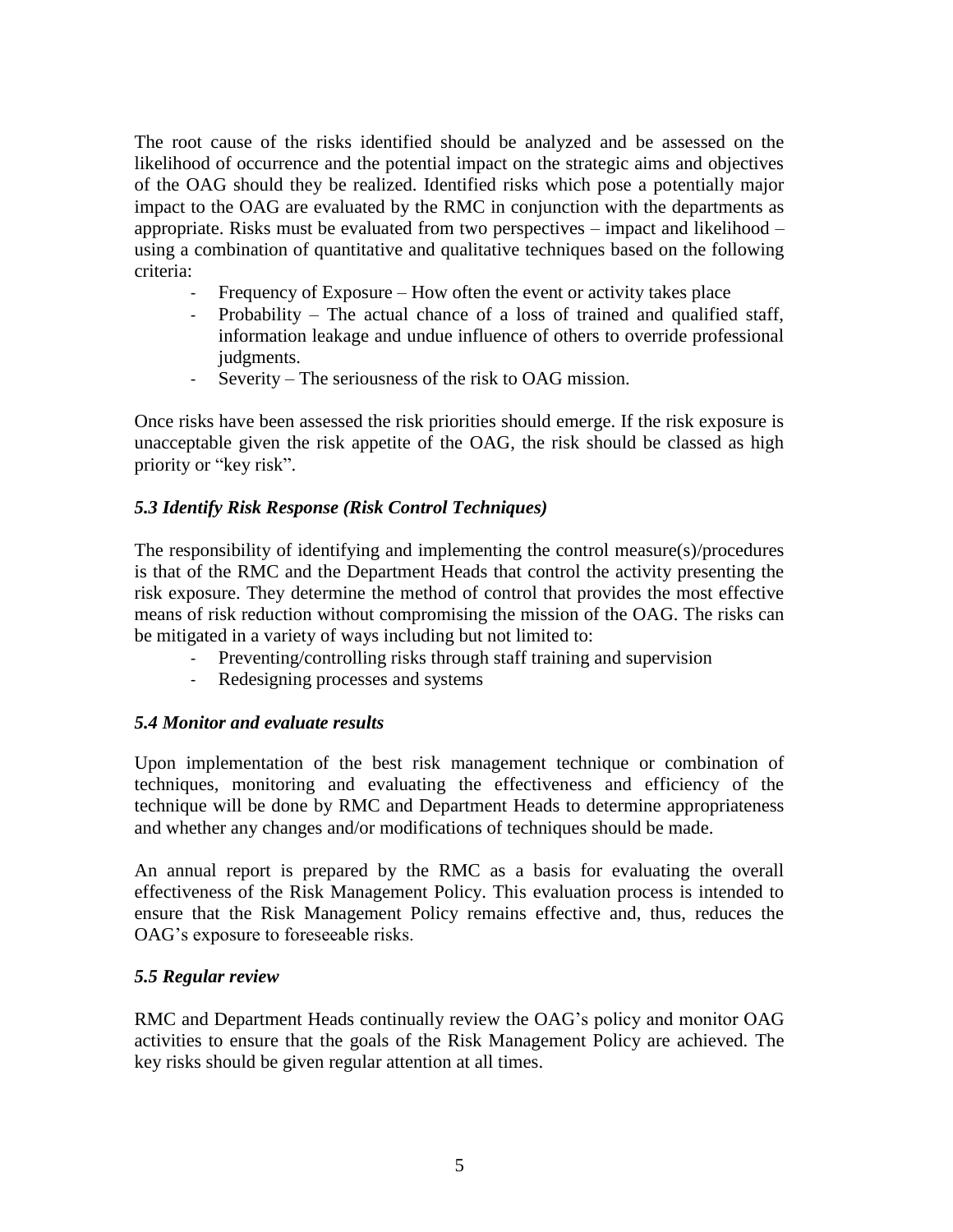The root cause of the risks identified should be analyzed and be assessed on the likelihood of occurrence and the potential impact on the strategic aims and objectives of the OAG should they be realized. Identified risks which pose a potentially major impact to the OAG are evaluated by the RMC in conjunction with the departments as appropriate. Risks must be evaluated from two perspectives – impact and likelihood – using a combination of quantitative and qualitative techniques based on the following criteria:

- Frequency of Exposure – How often the event or activity takes place
- Probability – The actual chance of a loss of trained and qualified staff, information leakage and undue influence of others to override professional judgments.
- Severity – The seriousness of the risk to OAG mission.

Once risks have been assessed the risk priorities should emerge. If the risk exposure is unacceptable given the risk appetite of the OAG, the risk should be classed as high priority or "key risk".

### *5.3 Identify Risk Response (Risk Control Techniques)*

The responsibility of identifying and implementing the control measure(s)/procedures is that of the RMC and the Department Heads that control the activity presenting the risk exposure. They determine the method of control that provides the most effective means of risk reduction without compromising the mission of the OAG. The risks can be mitigated in a variety of ways including but not limited to:

- Preventing/controlling risks through staff training and supervision
- Redesigning processes and systems

### *5.4 Monitor and evaluate results*

Upon implementation of the best risk management technique or combination of techniques, monitoring and evaluating the effectiveness and efficiency of the technique will be done by RMC and Department Heads to determine appropriateness and whether any changes and/or modifications of techniques should be made.

An annual report is prepared by the RMC as a basis for evaluating the overall effectiveness of the Risk Management Policy. This evaluation process is intended to ensure that the Risk Management Policy remains effective and, thus, reduces the OAG's exposure to foreseeable risks.

### *5.5 Regular review*

RMC and Department Heads continually review the OAG's policy and monitor OAG activities to ensure that the goals of the Risk Management Policy are achieved. The key risks should be given regular attention at all times.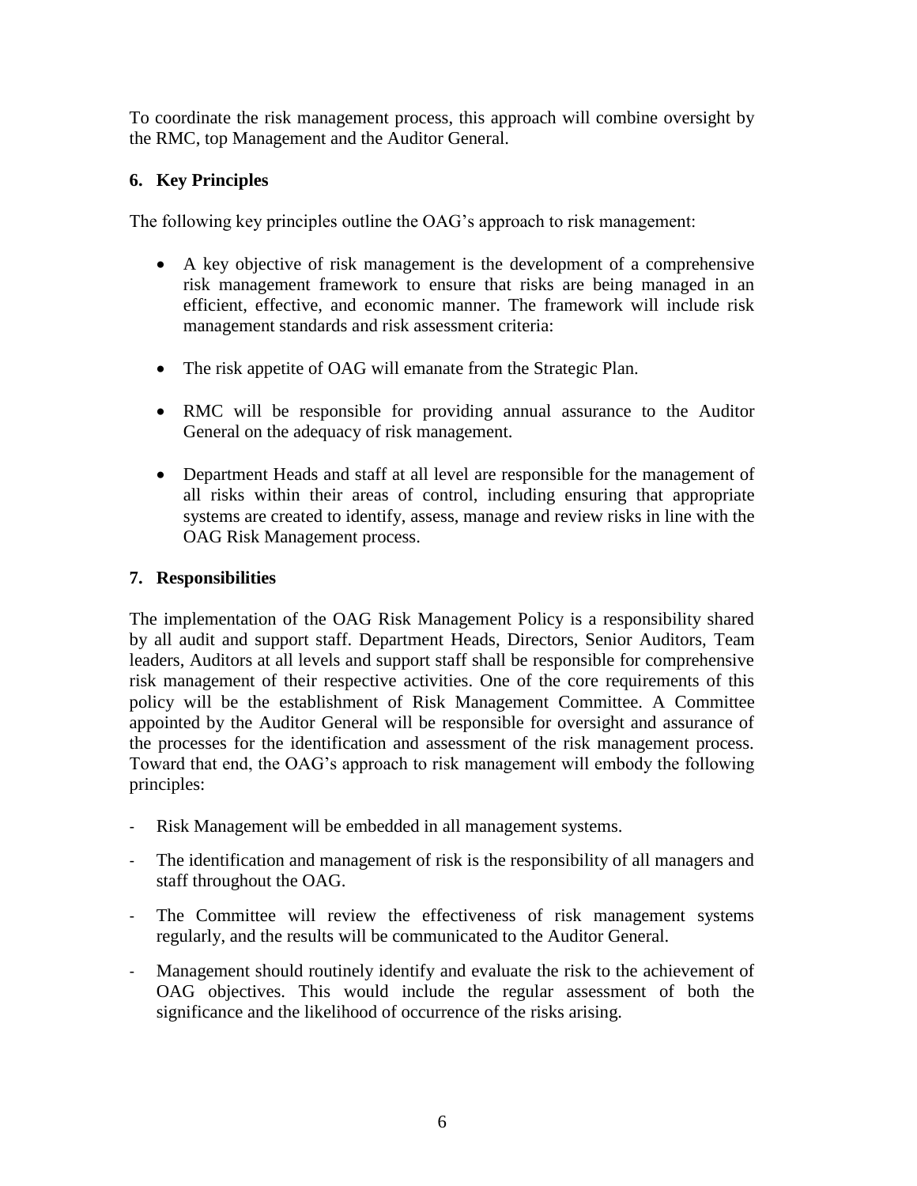To coordinate the risk management process, this approach will combine oversight by the RMC, top Management and the Auditor General.

## 6. Key Principles

The following key principles outline the OAG's approach to risk management:

- A key objective of risk management is the development of a comprehensive risk management framework to ensure that risks are being managed in an efficient, effective, and economic manner. The framework will include risk management standards and risk assessment criteria:
- The risk appetite of OAG will emanate from the Strategic Plan.
- RMC will be responsible for providing annual assurance to the Auditor General on the adequacy of risk management.
- Department Heads and staff at all level are responsible for the management of all risks within their areas of control, including ensuring that appropriate systems are created to identify, assess, manage and review risks in line with the OAG Risk Management process.

## 7. Responsibilities

The implementation of the OAG Risk Management Policy is a responsibility shared by all audit and support staff. Department Heads, Directors, Senior Auditors, Team leaders, Auditors at all levels and support staff shall be responsible for comprehensive risk management of their respective activities. One of the core requirements of this policy will be the establishment of Risk Management Committee. A Committee appointed by the Auditor General will be responsible for oversight and assurance of the processes for the identification and assessment of the risk management process. Toward that end, the OAG's approach to risk management will embody the following principles:

- Risk Management will be embedded in all management systems.
- The identification and management of risk is the responsibility of all managers and staff throughout the OAG.
- The Committee will review the effectiveness of risk management systems regularly, and the results will be communicated to the Auditor General.
- Management should routinely identify and evaluate the risk to the achievement of OAG objectives. This would include the regular assessment of both the significance and the likelihood of occurrence of the risks arising.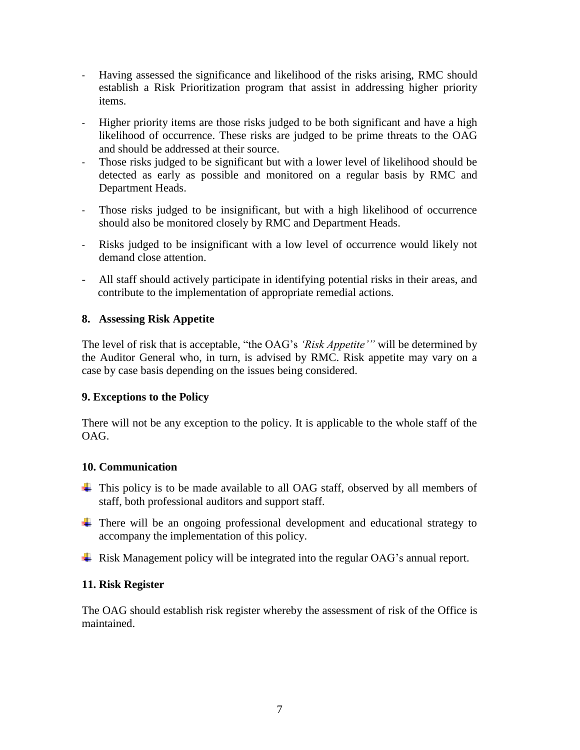- Having assessed the significance and likelihood of the risks arising, RMC should establish a Risk Prioritization program that assist in addressing higher priority items.
- Higher priority items are those risks judged to be both significant and have a high likelihood of occurrence. These risks are judged to be prime threats to the OAG and should be addressed at their source.
- Those risks judged to be significant but with a lower level of likelihood should be detected as early as possible and monitored on a regular basis by RMC and Department Heads.
- Those risks judged to be insignificant, but with a high likelihood of occurrence should also be monitored closely by RMC and Department Heads.
- Risks judged to be insignificant with a low level of occurrence would likely not demand close attention.
- All staff should actively participate in identifying potential risks in their areas, and contribute to the implementation of appropriate remedial actions.

## 8. Assessing Risk Appetite

The level of risk that is acceptable, "the OAG's *'Risk Appetite'"* will be determined by the Auditor General who, in turn, is advised by RMC. Risk appetite may vary on a case by case basis depending on the issues being considered.

## 9. Exceptions to the Policy

There will not be any exception to the policy. It is applicable to the whole staff of the OAG.

## 10. Communication

- This policy is to be made available to all OAG staff, observed by all members of staff, both professional auditors and support staff.
- There will be an ongoing professional development and educational strategy to accompany the implementation of this policy.
- Risk Management policy will be integrated into the regular OAG's annual report.

## 11. Risk Register

The OAG should establish risk register whereby the assessment of risk of the Office is maintained.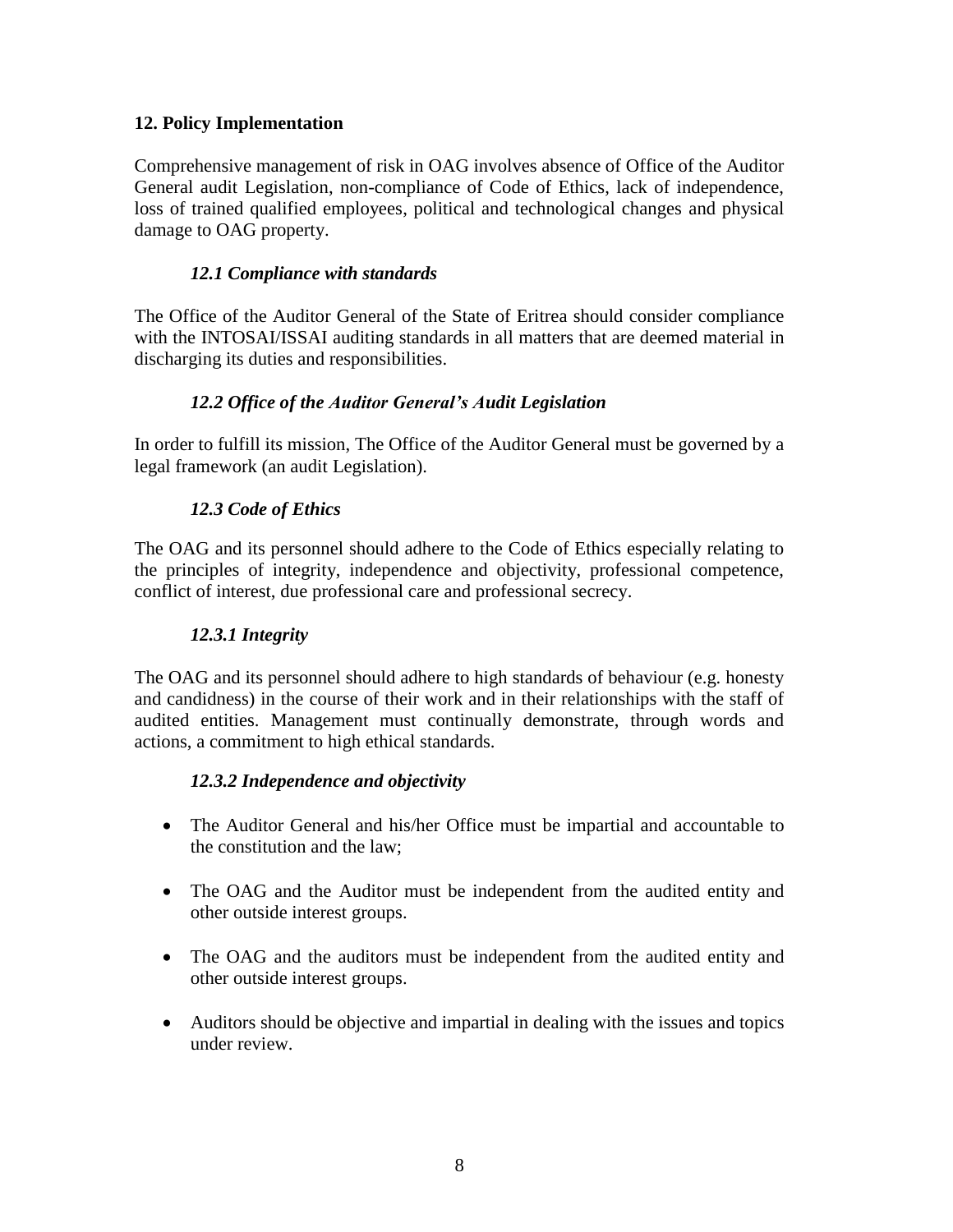## 12. Policy Implementation

Comprehensive management of risk in OAG involves absence of Office of the Auditor General audit Legislation, non-compliance of Code of Ethics, lack of independence, loss of trained qualified employees, political and technological changes and physical damage to OAG property.

### *12.1 Compliance with standards*

The Office of the Auditor General of the State of Eritrea should consider compliance with the INTOSAI/ISSAI auditing standards in all matters that are deemed material in discharging its duties and responsibilities.

### *12.2 Office of the Auditor General's Audit Legislation*

In order to fulfill its mission, The Office of the Auditor General must be governed by a legal framework (an audit Legislation).

### *12.3 Code of Ethics*

The OAG and its personnel should adhere to the Code of Ethics especially relating to the principles of integrity, independence and objectivity, professional competence, conflict of interest, due professional care and professional secrecy.

#### *12.3.1 Integrity*

The OAG and its personnel should adhere to high standards of behaviour (e.g. honesty and candidness) in the course of their work and in their relationships with the staff of audited entities. Management must continually demonstrate, through words and actions, a commitment to high ethical standards.

#### *12.3.2 Independence and objectivity*

- The Auditor General and his/her Office must be impartial and accountable to the constitution and the law;
- The OAG and the Auditor must be independent from the audited entity and other outside interest groups.
- The OAG and the auditors must be independent from the audited entity and other outside interest groups.
- Auditors should be objective and impartial in dealing with the issues and topics under review.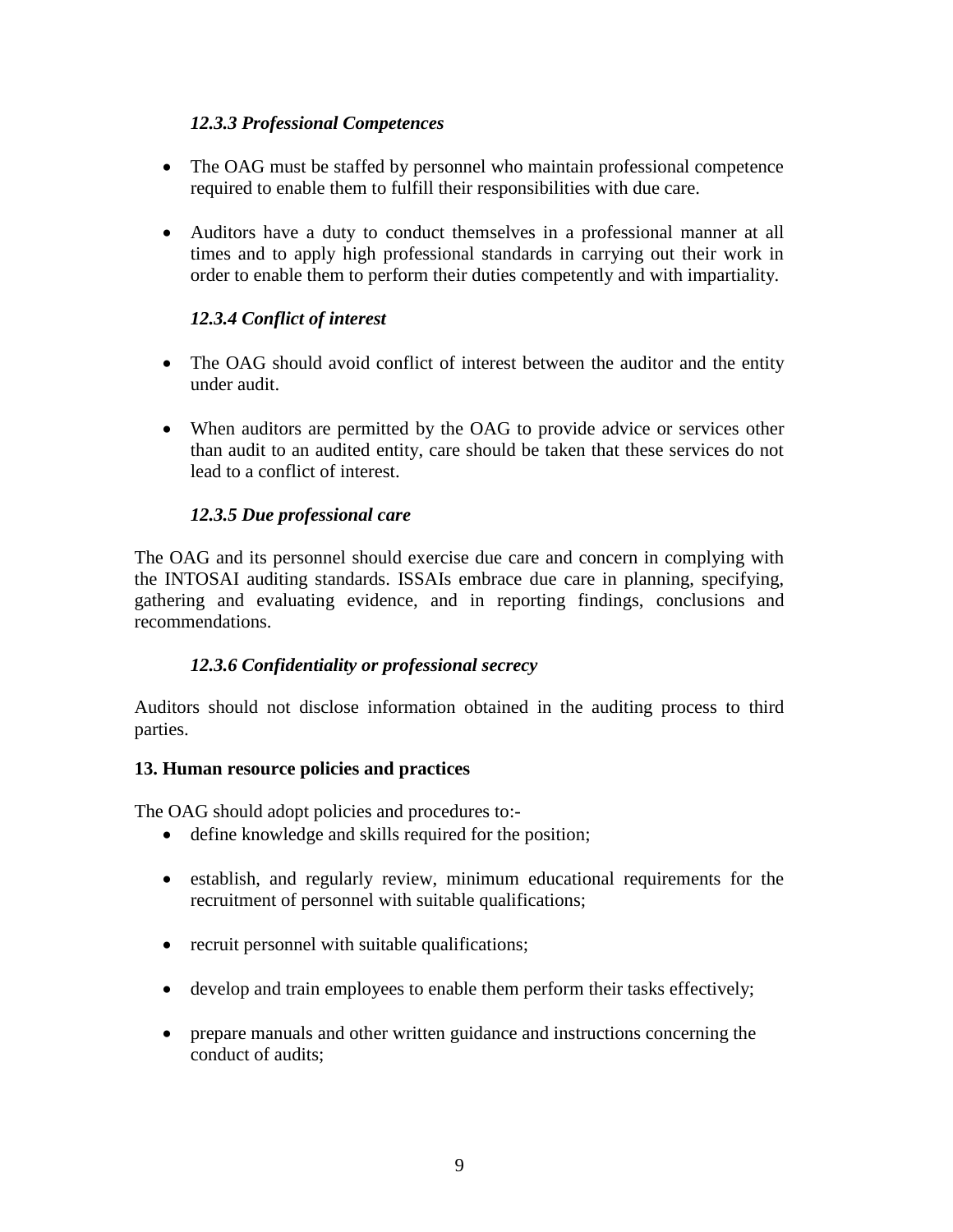#### *12.3.3 Professional Competences*

- The OAG must be staffed by personnel who maintain professional competence required to enable them to fulfill their responsibilities with due care.

- Auditors have a duty to conduct themselves in a professional manner at all times and to apply high professional standards in carrying out their work in order to enable them to perform their duties competently and with impartiality.

#### *12.3.4 Conflict of interest*

- The OAG should avoid conflict of interest between the auditor and the entity under audit.

- When auditors are permitted by the OAG to provide advice or services other than audit to an audited entity, care should be taken that these services do not lead to a conflict of interest.

#### *12.3.5 Due professional care*

The OAG and its personnel should exercise due care and concern in complying with the INTOSAI auditing standards. ISSAIs embrace due care in planning, specifying, gathering and evaluating evidence, and in reporting findings, conclusions and recommendations.

#### *12.3.6 Confidentiality or professional secrecy*

Auditors should not disclose information obtained in the auditing process to third parties.

### 13. Human resource policies and practices

The OAG should adopt policies and procedures to:-

- define knowledge and skills required for the position;

- establish, and regularly review, minimum educational requirements for the recruitment of personnel with suitable qualifications;

- recruit personnel with suitable qualifications;

- develop and train employees to enable them perform their tasks effectively;

- prepare manuals and other written guidance and instructions concerning the conduct of audits;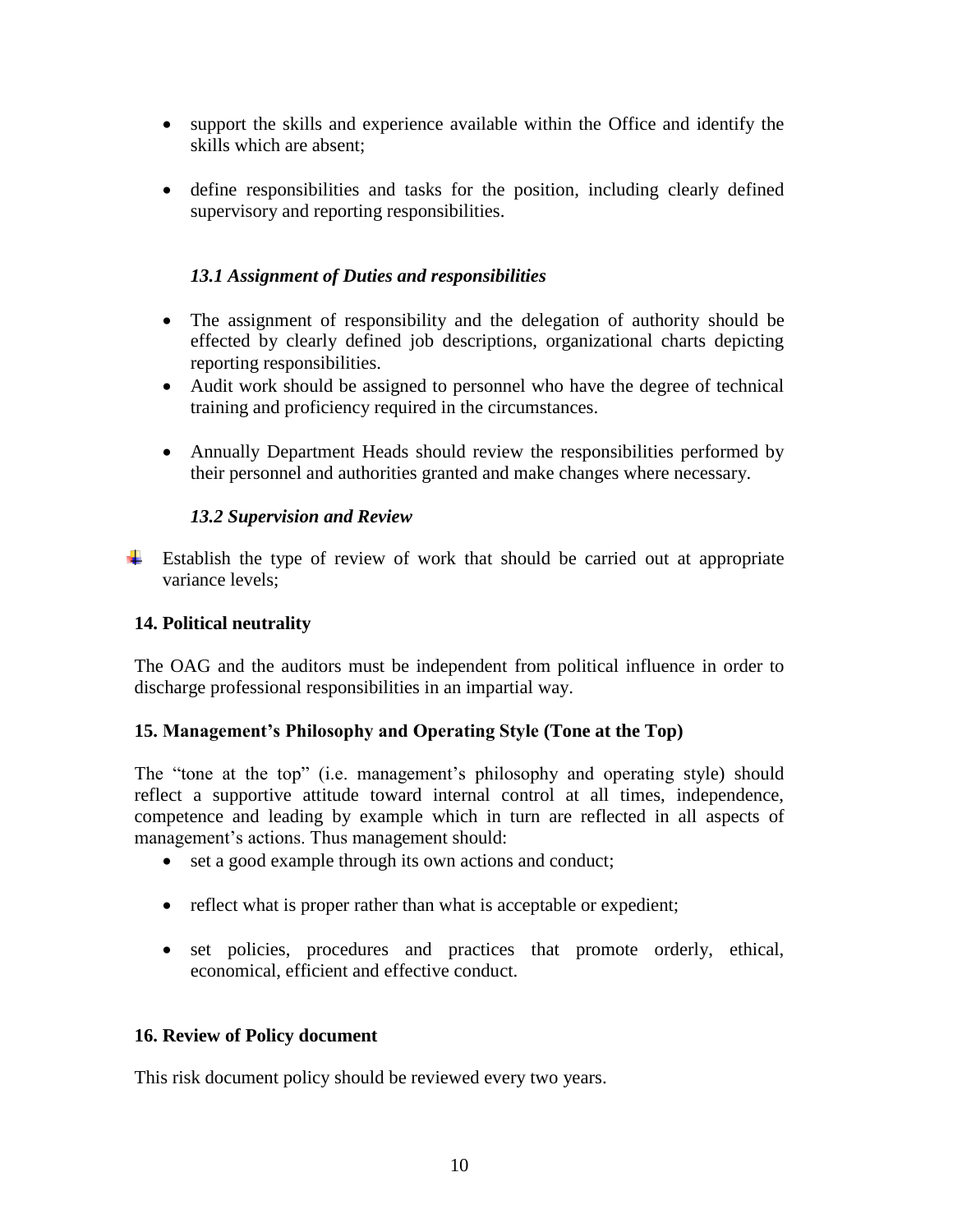- support the skills and experience available within the Office and identify the skills which are absent;

- define responsibilities and tasks for the position, including clearly defined supervisory and reporting responsibilities.

### *13.1 Assignment of Duties and responsibilities*

- The assignment of responsibility and the delegation of authority should be effected by clearly defined job descriptions, organizational charts depicting reporting responsibilities.
- Audit work should be assigned to personnel who have the degree of technical training and proficiency required in the circumstances.

- Annually Department Heads should review the responsibilities performed by their personnel and authorities granted and make changes where necessary.

### *13.2 Supervision and Review*

- Establish the type of review of work that should be carried out at appropriate variance levels;

## 14. Political neutrality

The OAG and the auditors must be independent from political influence in order to discharge professional responsibilities in an impartial way.

## 15. Management's Philosophy and Operating Style (Tone at the Top)

The "tone at the top" (i.e. management's philosophy and operating style) should reflect a supportive attitude toward internal control at all times, independence, competence and leading by example which in turn are reflected in all aspects of management's actions. Thus management should:

- set a good example through its own actions and conduct;

- reflect what is proper rather than what is acceptable or expedient;

- set policies, procedures and practices that promote orderly, ethical, economical, efficient and effective conduct.

## 16. Review of Policy document

This risk document policy should be reviewed every two years.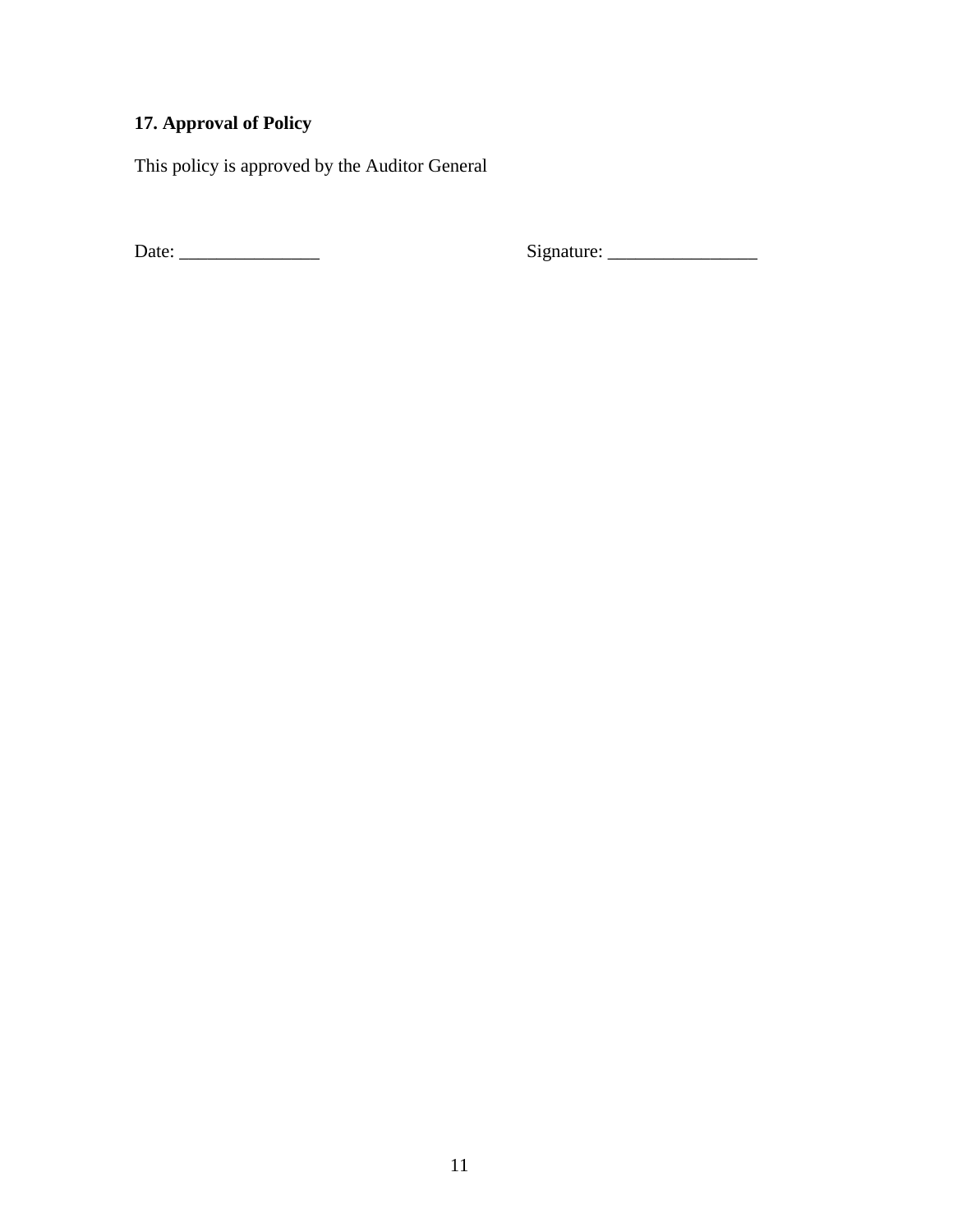### 17. Approval of Policy

This policy is approved by the Auditor General

Date: _______________ Signature: ________________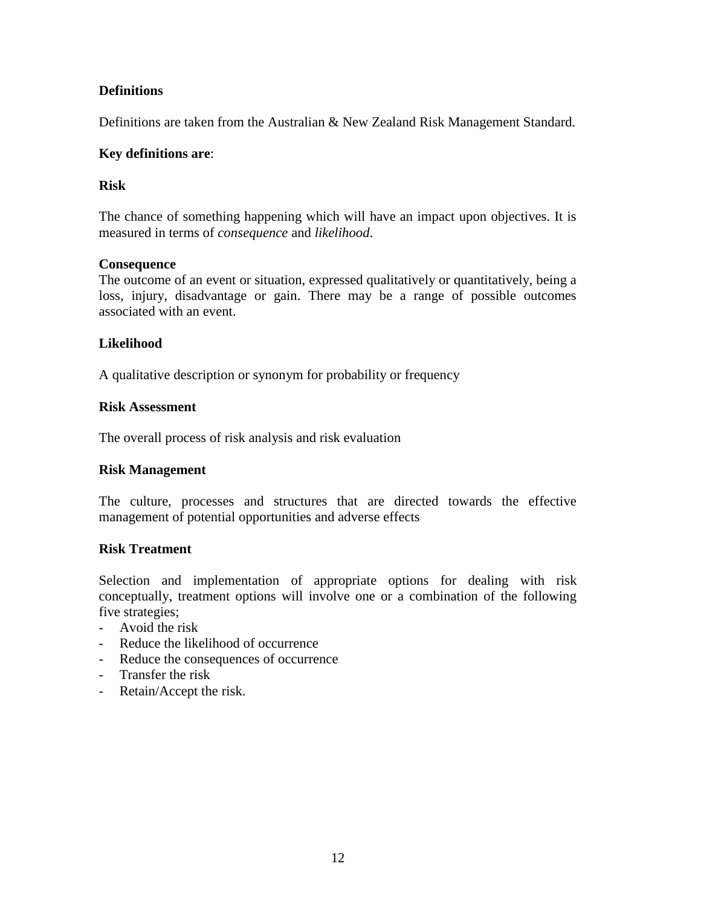## Definitions

Definitions are taken from the Australian & New Zealand Risk Management Standard.

**Key definitions are**:

### Risk

The chance of something happening which will have an impact upon objectives. It is measured in terms of *consequence* and *likelihood*.

### Consequence

The outcome of an event or situation, expressed qualitatively or quantitatively, being a loss, injury, disadvantage or gain. There may be a range of possible outcomes associated with an event.

### Likelihood

A qualitative description or synonym for probability or frequency

### Risk Assessment

The overall process of risk analysis and risk evaluation

### Risk Management

The culture, processes and structures that are directed towards the effective management of potential opportunities and adverse effects

### Risk Treatment

Selection and implementation of appropriate options for dealing with risk conceptually, treatment options will involve one or a combination of the following five strategies;

- Avoid the risk
- Reduce the likelihood of occurrence
- Reduce the consequences of occurrence
- Transfer the risk
- Retain/Accept the risk.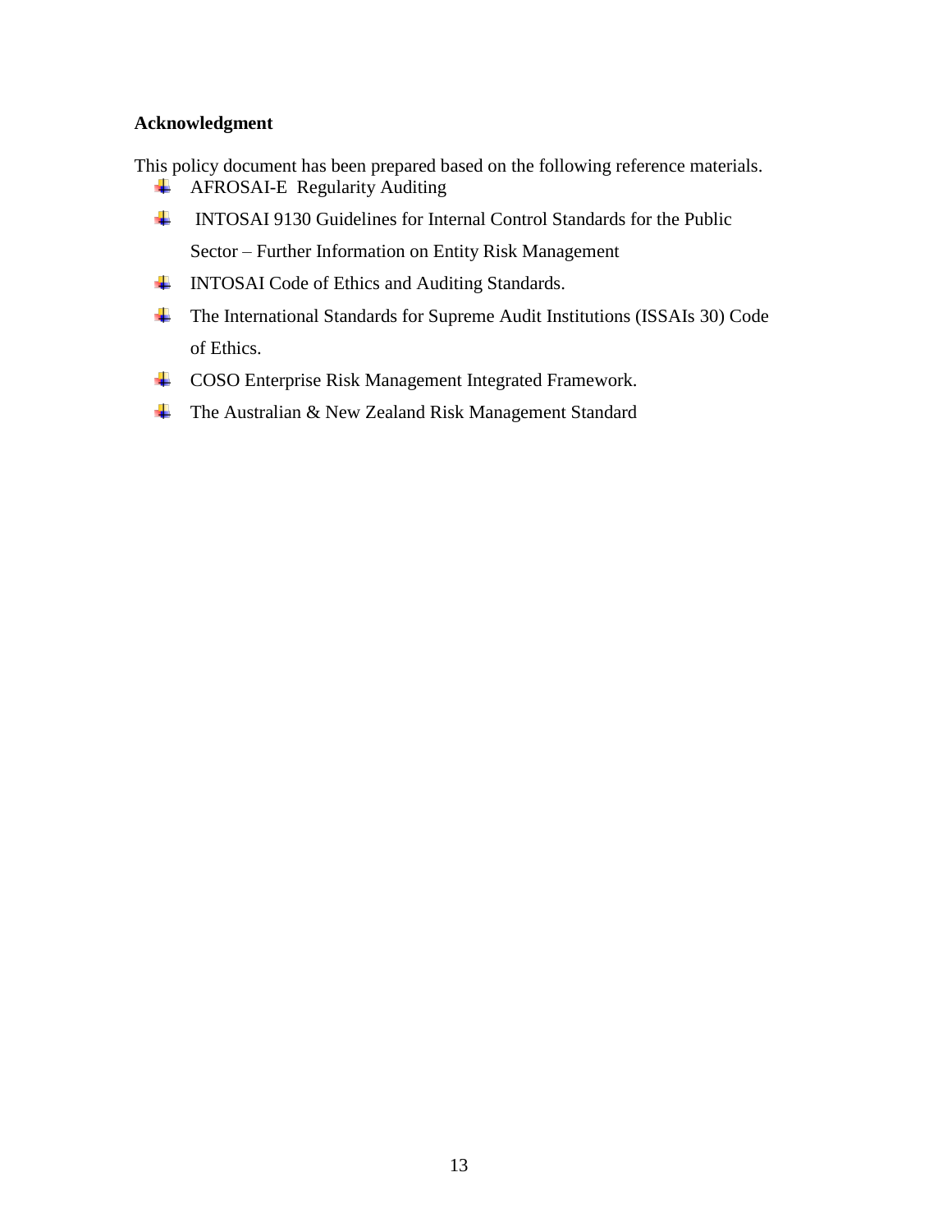**Acknowledgment**

This policy document has been prepared based on the following reference materials.

- AFROSAI-E Regularity Auditing
- INTOSAI 9130 Guidelines for Internal Control Standards for the Public Sector – Further Information on Entity Risk Management
- INTOSAI Code of Ethics and Auditing Standards.
- The International Standards for Supreme Audit Institutions (ISSAIs 30) Code of Ethics.
- COSO Enterprise Risk Management Integrated Framework.
- The Australian & New Zealand Risk Management Standard